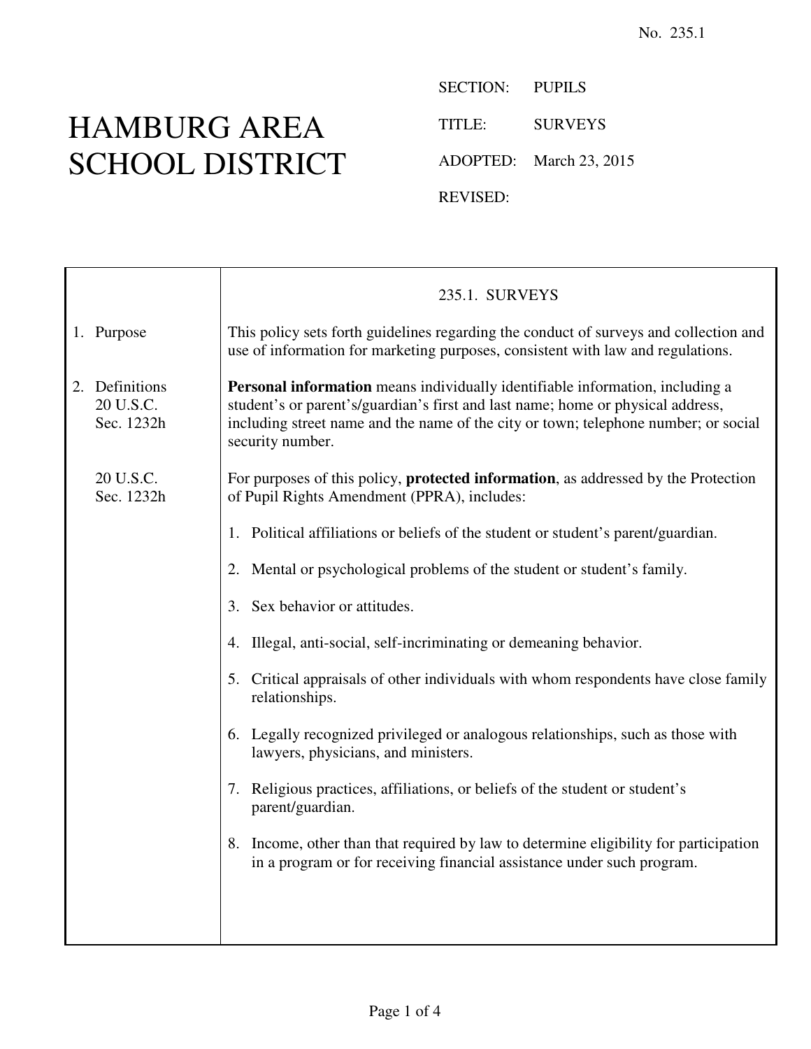No. 235.1

# HAMBURG AREA SCHOOL DISTRICT

SECTION: PUPILS

TITLE: SURVEYS

ADOPTED: March 23, 2015

REVISED:

## 235.1. SURVEYS

**1. Purpose**

This policy sets forth guidelines regarding the conduct of surveys and collection and use of information for marketing purposes, consistent with law and regulations.

**2. Definitions**

20 U.S.C. Sec. 1232h

**Personal information** means individually identifiable information, including a student's or parent's/guardian's first and last name; home or physical address, including street name and the name of the city or town; telephone number; or social security number.

20 U.S.C. Sec. 1232h

For purposes of this policy, **protected information**, as addressed by the Protection of Pupil Rights Amendment (PPRA), includes:

1. Political affiliations or beliefs of the student or student's parent/guardian.

2. Mental or psychological problems of the student or student's family.

3. Sex behavior or attitudes.

4. Illegal, anti-social, self-incriminating or demeaning behavior.

5. Critical appraisals of other individuals with whom respondents have close family relationships.

6. Legally recognized privileged or analogous relationships, such as those with lawyers, physicians, and ministers.

7. Religious practices, affiliations, or beliefs of the student or student's parent/guardian.

8. Income, other than that required by law to determine eligibility for participation in a program or for receiving financial assistance under such program.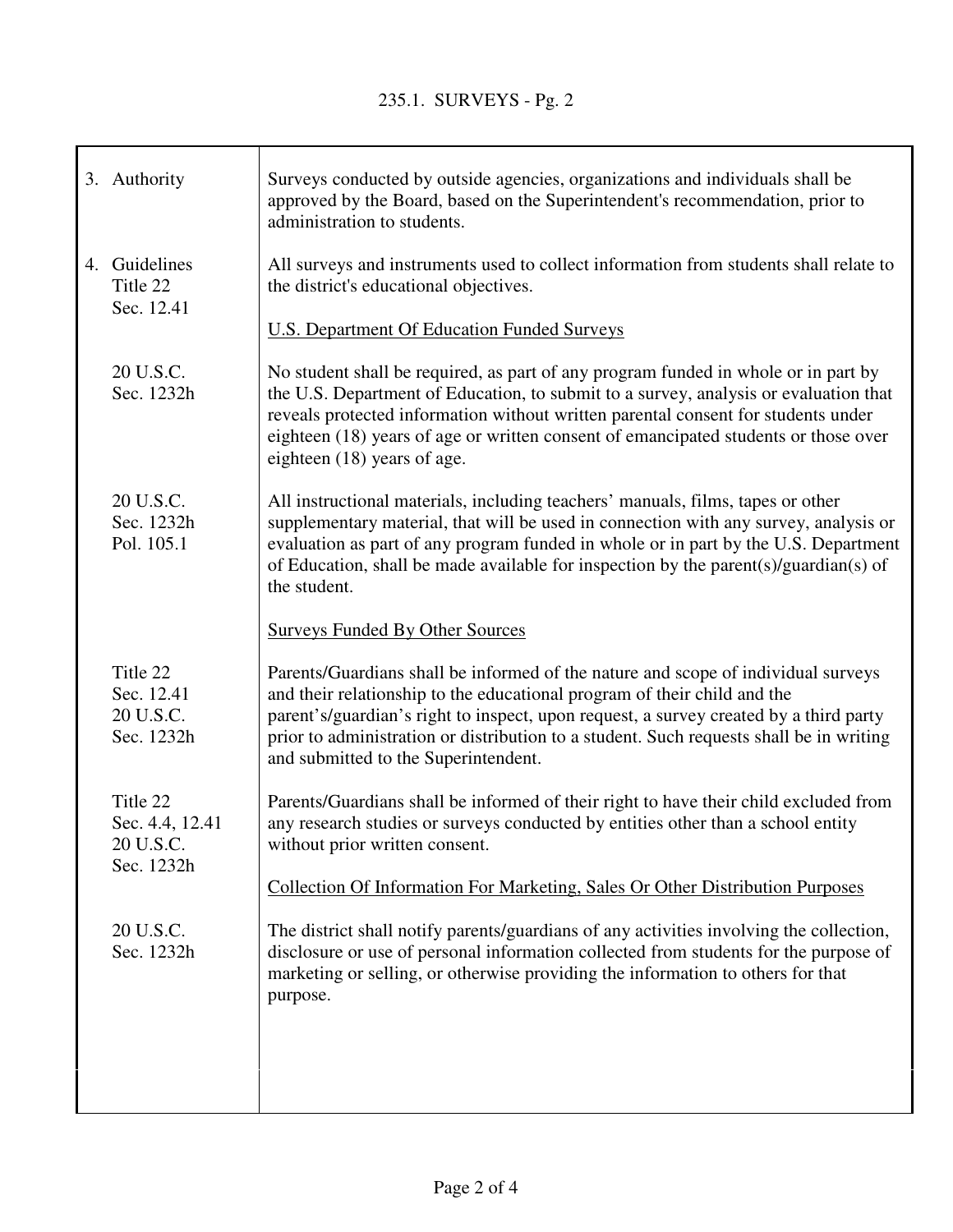| | |
|---|---|
| 3. Authority | Surveys conducted by outside agencies, organizations and individuals shall be approved by the Board, based on the Superintendent's recommendation, prior to administration to students. |
| 4. Guidelines<br>Title 22<br>Sec. 12.41 | All surveys and instruments used to collect information from students shall relate to the district's educational objectives.<br><br><u>U.S. Department Of Education Funded Surveys</u> |
| 20 U.S.C.<br>Sec. 1232h | No student shall be required, as part of any program funded in whole or in part by the U.S. Department of Education, to submit to a survey, analysis or evaluation that reveals protected information without written parental consent for students under eighteen (18) years of age or written consent of emancipated students or those over eighteen (18) years of age. |
| 20 U.S.C.<br>Sec. 1232h<br>Pol. 105.1 | All instructional materials, including teachers' manuals, films, tapes or other supplementary material, that will be used in connection with any survey, analysis or evaluation as part of any program funded in whole or in part by the U.S. Department of Education, shall be made available for inspection by the parent(s)/guardian(s) of the student.<br><br><u>Surveys Funded By Other Sources</u> |
| Title 22<br>Sec. 12.41<br>20 U.S.C.<br>Sec. 1232h | Parents/Guardians shall be informed of the nature and scope of individual surveys and their relationship to the educational program of their child and the parent's/guardian's right to inspect, upon request, a survey created by a third party prior to administration or distribution to a student. Such requests shall be in writing and submitted to the Superintendent. |
| Title 22<br>Sec. 4.4, 12.41<br>20 U.S.C.<br>Sec. 1232h | Parents/Guardians shall be informed of their right to have their child excluded from any research studies or surveys conducted by entities other than a school entity without prior written consent.<br><br><u>Collection Of Information For Marketing, Sales Or Other Distribution Purposes</u> |
| 20 U.S.C.<br>Sec. 1232h | The district shall notify parents/guardians of any activities involving the collection, disclosure or use of personal information collected from students for the purpose of marketing or selling, or otherwise providing the information to others for that purpose. |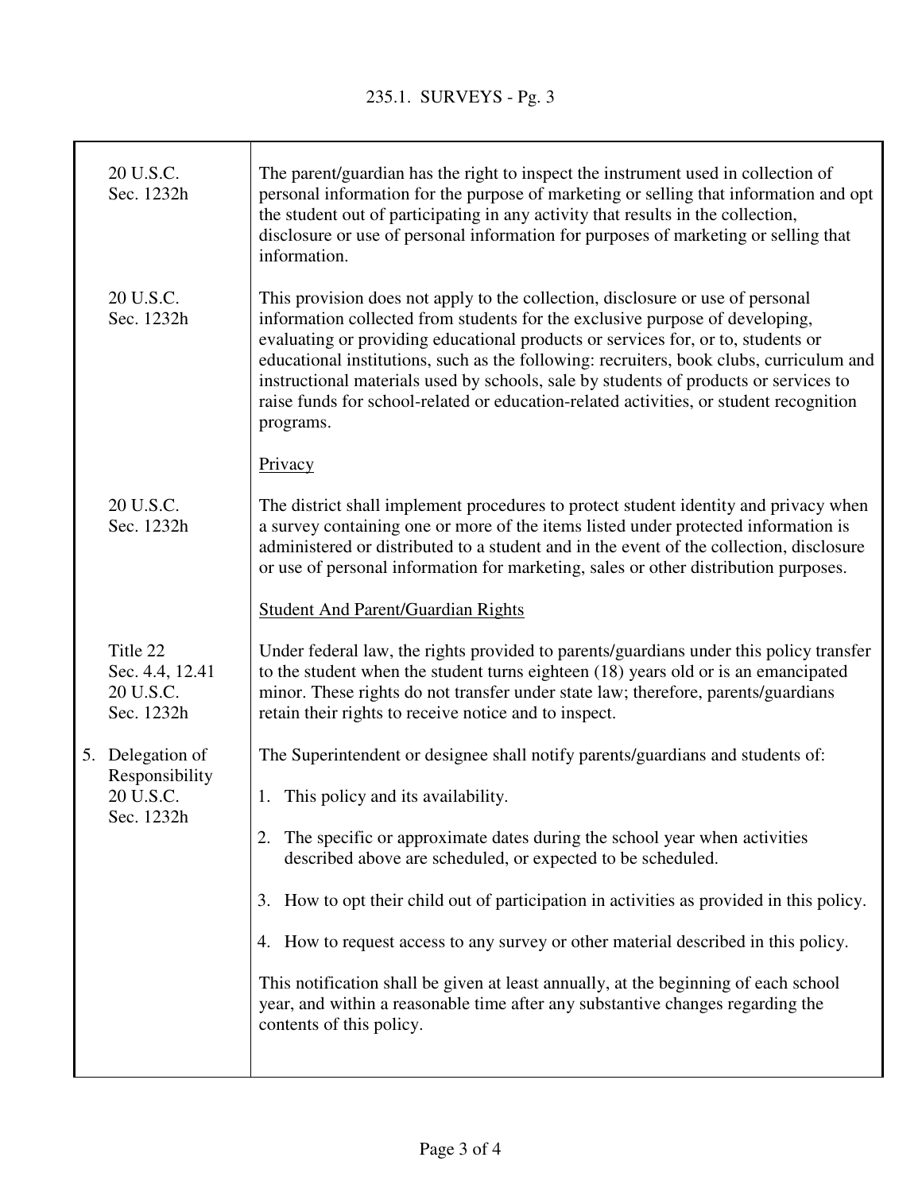| | |
|---|---|
| 20 U.S.C. Sec. 1232h | The parent/guardian has the right to inspect the instrument used in collection of personal information for the purpose of marketing or selling that information and opt the student out of participating in any activity that results in the collection, disclosure or use of personal information for purposes of marketing or selling that information. |
| 20 U.S.C. Sec. 1232h | This provision does not apply to the collection, disclosure or use of personal information collected from students for the exclusive purpose of developing, evaluating or providing educational products or services for, or to, students or educational institutions, such as the following: recruiters, book clubs, curriculum and instructional materials used by schools, sale by students of products or services to raise funds for school-related or education-related activities, or student recognition programs. |
| | <u>Privacy</u> |
| 20 U.S.C. Sec. 1232h | The district shall implement procedures to protect student identity and privacy when a survey containing one or more of the items listed under protected information is administered or distributed to a student and in the event of the collection, disclosure or use of personal information for marketing, sales or other distribution purposes. |
| | <u>Student And Parent/Guardian Rights</u> |
| Title 22 Sec. 4.4, 12.41 20 U.S.C. Sec. 1232h | Under federal law, the rights provided to parents/guardians under this policy transfer to the student when the student turns eighteen (18) years old or is an emancipated minor. These rights do not transfer under state law; therefore, parents/guardians retain their rights to receive notice and to inspect. |
| 5. Delegation of Responsibility 20 U.S.C. Sec. 1232h | The Superintendent or designee shall notify parents/guardians and students of:<br><br>1. This policy and its availability.<br><br>2. The specific or approximate dates during the school year when activities described above are scheduled, or expected to be scheduled.<br><br>3. How to opt their child out of participation in activities as provided in this policy.<br><br>4. How to request access to any survey or other material described in this policy.<br><br>This notification shall be given at least annually, at the beginning of each school year, and within a reasonable time after any substantive changes regarding the contents of this policy. |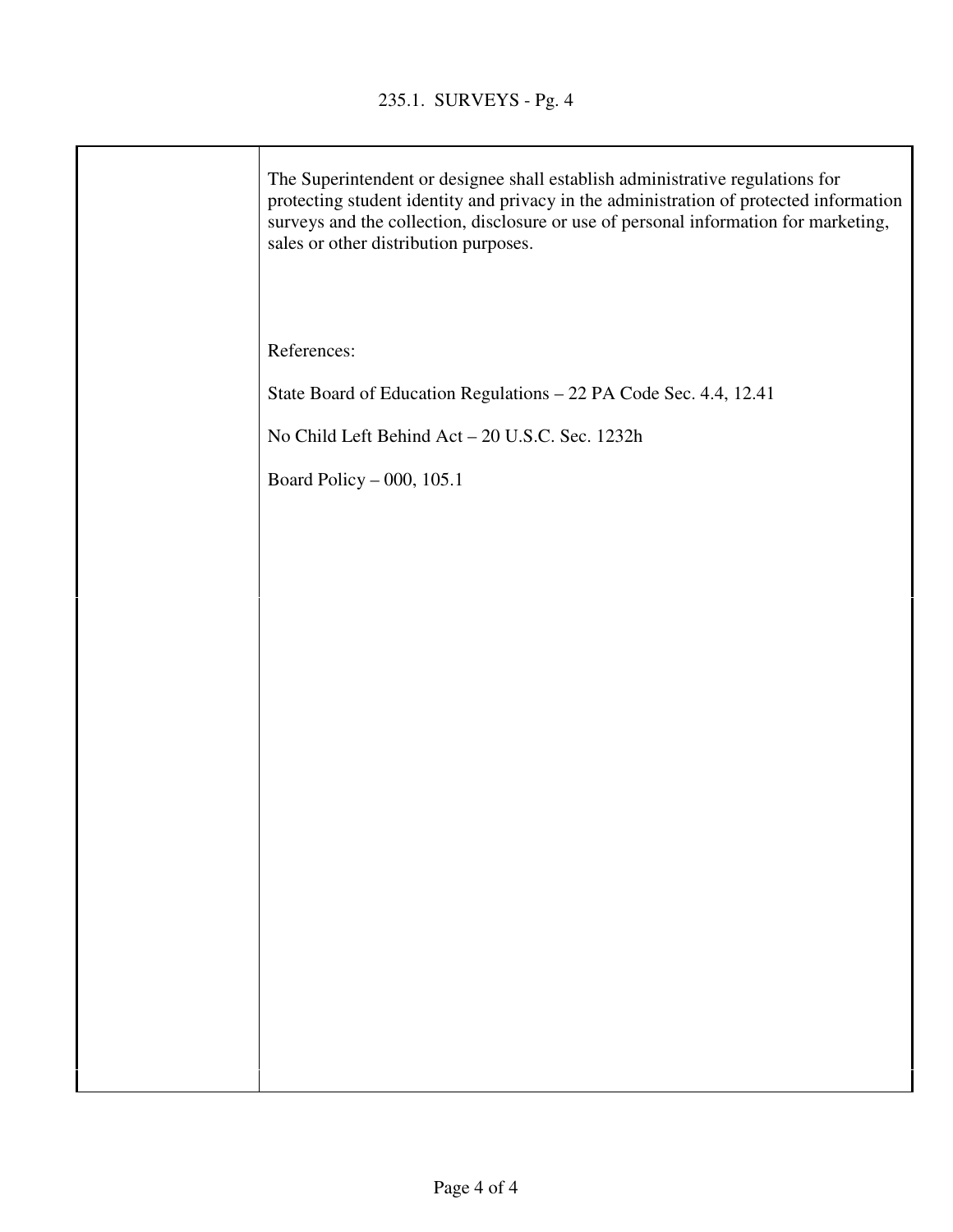The Superintendent or designee shall establish administrative regulations for protecting student identity and privacy in the administration of protected information surveys and the collection, disclosure or use of personal information for marketing, sales or other distribution purposes.

References:

State Board of Education Regulations – 22 PA Code Sec. 4.4, 12.41

No Child Left Behind Act – 20 U.S.C. Sec. 1232h

Board Policy – 000, 105.1